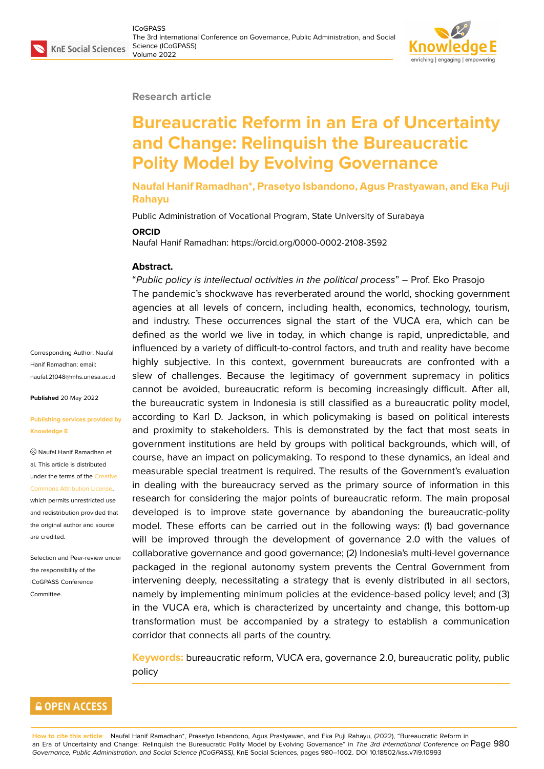Research article

# Bureaucratic Reform in an Era of Uncertainty and Change: Relinquish the Bureaucratic Polity Model by Evolving Governance

**Naufal Hanif Ramadhan*, Prasetyo Isbandono, Agus Prastyawan, and Eka Puji Rahayu**

Public Administration of Vocational Program, State University of Surabaya

**ORCID**

Naufal Hanif Ramadhan: https://orcid.org/0000-0002-2108-3592

Corresponding Author: Naufal Hanif Ramadhan; email: naufal.21048@mhs.unesa.ac.id

**Published** 20 May 2022

**Publishing services provided by Knowledge E**

© Naufal Hanif Ramadhan et al. This article is distributed under the terms of the Creative Commons Attribution License, which permits unrestricted use and redistribution provided that the original author and source are credited.

Selection and Peer-review under the responsibility of the ICoGPASS Conference Committee.

**Abstract.**

"*Public policy is intellectual activities in the political process*" – Prof. Eko Prasojo

The pandemic's shockwave has reverberated around the world, shocking government agencies at all levels of concern, including health, economics, technology, tourism, and industry. These occurrences signal the start of the VUCA era, which can be defined as the world we live in today, in which change is rapid, unpredictable, and influenced by a variety of difficult-to-control factors, and truth and reality have become highly subjective. In this context, government bureaucrats are confronted with a slew of challenges. Because the legitimacy of government supremacy in politics cannot be avoided, bureaucratic reform is becoming increasingly difficult. After all, the bureaucratic system in Indonesia is still classified as a bureaucratic polity model, according to Karl D. Jackson, in which policymaking is based on political interests and proximity to stakeholders. This is demonstrated by the fact that most seats in government institutions are held by groups with political backgrounds, which will, of course, have an impact on policymaking. To respond to these dynamics, an ideal and measurable special treatment is required. The results of the Government's evaluation in dealing with the bureaucracy served as the primary source of information in this research for considering the major points of bureaucratic reform. The main proposal developed is to improve state governance by abandoning the bureaucratic-polity model. These efforts can be carried out in the following ways: (1) bad governance will be improved through the development of governance 2.0 with the values of collaborative governance and good governance; (2) Indonesia's multi-level governance packaged in the regional autonomy system prevents the Central Government from intervening deeply, necessitating a strategy that is evenly distributed in all sectors, namely by implementing minimum policies at the evidence-based policy level; and (3) in the VUCA era, which is characterized by uncertainty and change, this bottom-up transformation must be accompanied by a strategy to establish a communication corridor that connects all parts of the country.

**Keywords:** bureaucratic reform, VUCA era, governance 2.0, bureaucratic polity, public policy

**How to cite this article:** Naufal Hanif Ramadhan*, Prasetyo Isbandono, Agus Prastyawan, and Eka Puji Rahayu, (2022), "Bureaucratic Reform in an Era of Uncertainty and Change: Relinquish the Bureaucratic Polity Model by Evolving Governance" in *The 3rd International Conference on Governance, Public Administration, and Social Science (ICoGPASS)*, KnE Social Sciences, pages 980–1002. DOI 10.18502/kss.v7i9.10993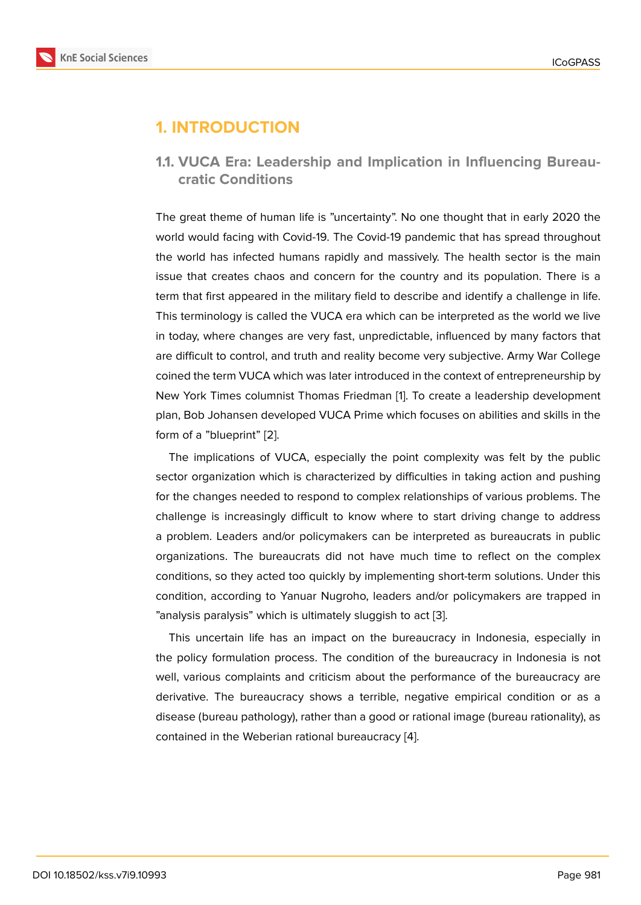# 1. INTRODUCTION

## 1.1. VUCA Era: Leadership and Implication in Influencing Bureaucratic Conditions

The great theme of human life is "uncertainty". No one thought that in early 2020 the world would facing with Covid-19. The Covid-19 pandemic that has spread throughout the world has infected humans rapidly and massively. The health sector is the main issue that creates chaos and concern for the country and its population. There is a term that first appeared in the military field to describe and identify a challenge in life. This terminology is called the VUCA era which can be interpreted as the world we live in today, where changes are very fast, unpredictable, influenced by many factors that are difficult to control, and truth and reality become very subjective. Army War College coined the term VUCA which was later introduced in the context of entrepreneurship by New York Times columnist Thomas Friedman [1]. To create a leadership development plan, Bob Johansen developed VUCA Prime which focuses on abilities and skills in the form of a "blueprint" [2].

The implications of VUCA, especially the point complexity was felt by the public sector organization which is characterized by difficulties in taking action and pushing for the changes needed to respond to complex relationships of various problems. The challenge is increasingly difficult to know where to start driving change to address a problem. Leaders and/or policymakers can be interpreted as bureaucrats in public organizations. The bureaucrats did not have much time to reflect on the complex conditions, so they acted too quickly by implementing short-term solutions. Under this condition, according to Yanuar Nugroho, leaders and/or policymakers are trapped in "analysis paralysis" which is ultimately sluggish to act [3].

This uncertain life has an impact on the bureaucracy in Indonesia, especially in the policy formulation process. The condition of the bureaucracy in Indonesia is not well, various complaints and criticism about the performance of the bureaucracy are derivative. The bureaucracy shows a terrible, negative empirical condition or as a disease (bureau pathology), rather than a good or rational image (bureau rationality), as contained in the Weberian rational bureaucracy [4].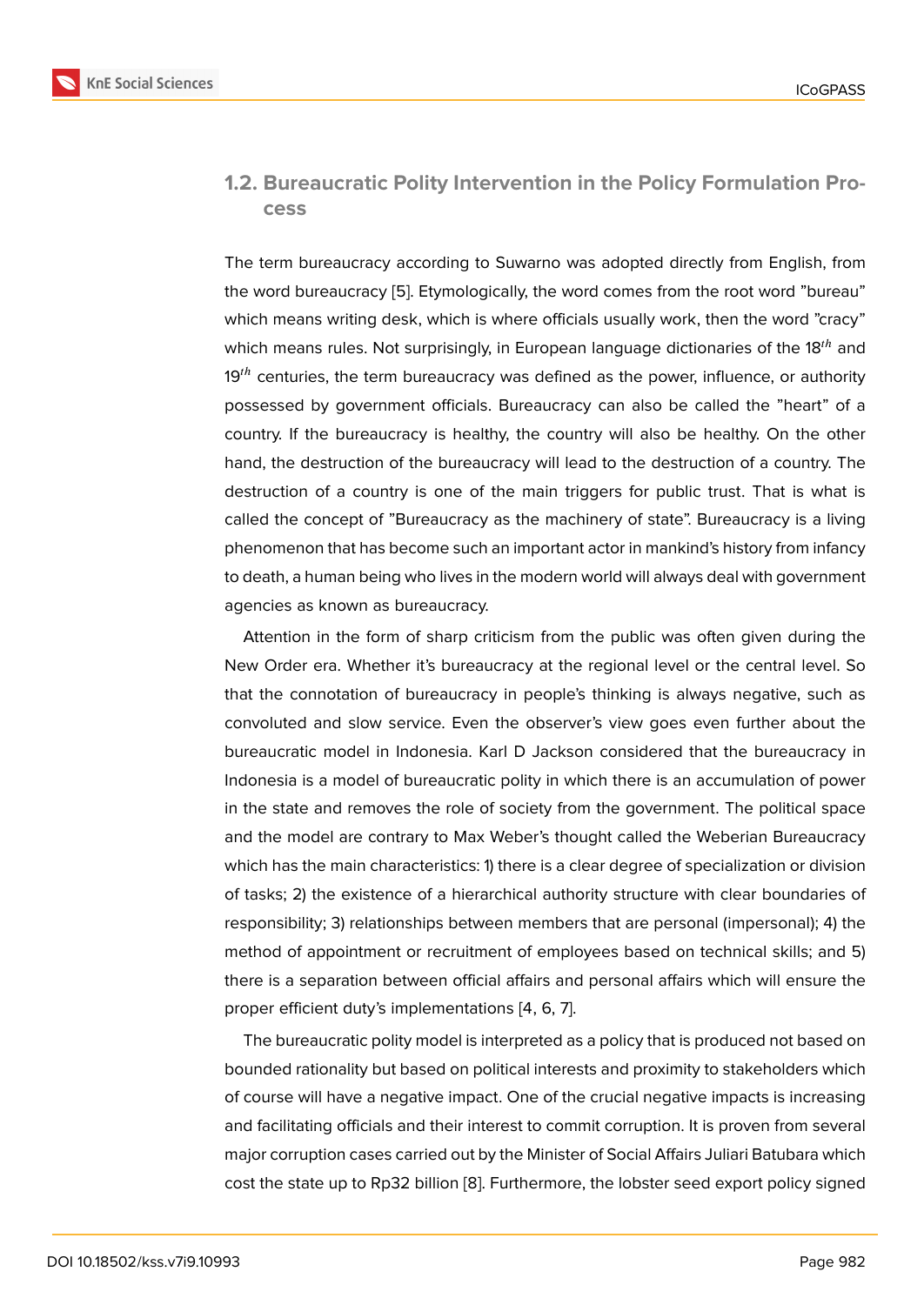### 1.2. Bureaucratic Polity Intervention in the Policy Formulation Process

The term bureaucracy according to Suwarno was adopted directly from English, from the word bureaucracy [5]. Etymologically, the word comes from the root word "bureau" which means writing desk, which is where officials usually work, then the word "cracy" which means rules. Not surprisingly, in European language dictionaries of the $18^{th}$ and $19^{th}$ centuries, the term bureaucracy was defined as the power, influence, or authority possessed by government officials. Bureaucracy can also be called the "heart" of a country. If the bureaucracy is healthy, the country will also be healthy. On the other hand, the destruction of the bureaucracy will lead to the destruction of a country. The destruction of a country is one of the main triggers for public trust. That is what is called the concept of "Bureaucracy as the machinery of state". Bureaucracy is a living phenomenon that has become such an important actor in mankind's history from infancy to death, a human being who lives in the modern world will always deal with government agencies as known as bureaucracy.

Attention in the form of sharp criticism from the public was often given during the New Order era. Whether it's bureaucracy at the regional level or the central level. So that the connotation of bureaucracy in people's thinking is always negative, such as convoluted and slow service. Even the observer's view goes even further about the bureaucratic model in Indonesia. Karl D Jackson considered that the bureaucracy in Indonesia is a model of bureaucratic polity in which there is an accumulation of power in the state and removes the role of society from the government. The political space and the model are contrary to Max Weber's thought called the Weberian Bureaucracy which has the main characteristics: 1) there is a clear degree of specialization or division of tasks; 2) the existence of a hierarchical authority structure with clear boundaries of responsibility; 3) relationships between members that are personal (impersonal); 4) the method of appointment or recruitment of employees based on technical skills; and 5) there is a separation between official affairs and personal affairs which will ensure the proper efficient duty's implementations [4, 6, 7].

The bureaucratic polity model is interpreted as a policy that is produced not based on bounded rationality but based on political interests and proximity to stakeholders which of course will have a negative impact. One of the crucial negative impacts is increasing and facilitating officials and their interest to commit corruption. It is proven from several major corruption cases carried out by the Minister of Social Affairs Juliari Batubara which cost the state up to Rp32 billion [8]. Furthermore, the lobster seed export policy signed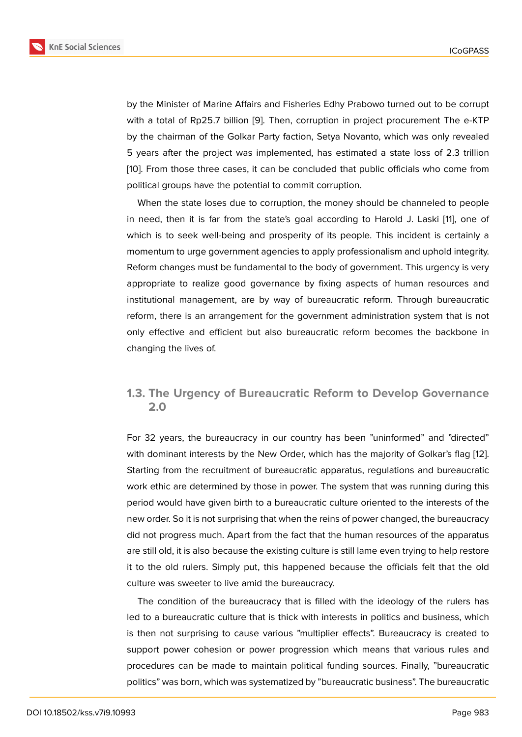by the Minister of Marine Affairs and Fisheries Edhy Prabowo turned out to be corrupt with a total of Rp25.7 billion [9]. Then, corruption in project procurement The e-KTP by the chairman of the Golkar Party faction, Setya Novanto, which was only revealed 5 years after the project was implemented, has estimated a state loss of 2.3 trillion [10]. From those three cases, it can be concluded that public officials who come from political groups have the potential to commit corruption.

When the state loses due to corruption, the money should be channeled to people in need, then it is far from the state's goal according to Harold J. Laski [11], one of which is to seek well-being and prosperity of its people. This incident is certainly a momentum to urge government agencies to apply professionalism and uphold integrity. Reform changes must be fundamental to the body of government. This urgency is very appropriate to realize good governance by fixing aspects of human resources and institutional management, are by way of bureaucratic reform. Through bureaucratic reform, there is an arrangement for the government administration system that is not only effective and efficient but also bureaucratic reform becomes the backbone in changing the lives of.

### 1.3. The Urgency of Bureaucratic Reform to Develop Governance 2.0

For 32 years, the bureaucracy in our country has been "uninformed" and "directed" with dominant interests by the New Order, which has the majority of Golkar's flag [12]. Starting from the recruitment of bureaucratic apparatus, regulations and bureaucratic work ethic are determined by those in power. The system that was running during this period would have given birth to a bureaucratic culture oriented to the interests of the new order. So it is not surprising that when the reins of power changed, the bureaucracy did not progress much. Apart from the fact that the human resources of the apparatus are still old, it is also because the existing culture is still lame even trying to help restore it to the old rulers. Simply put, this happened because the officials felt that the old culture was sweeter to live amid the bureaucracy.

The condition of the bureaucracy that is filled with the ideology of the rulers has led to a bureaucratic culture that is thick with interests in politics and business, which is then not surprising to cause various "multiplier effects". Bureaucracy is created to support power cohesion or power progression which means that various rules and procedures can be made to maintain political funding sources. Finally, "bureaucratic politics" was born, which was systematized by "bureaucratic business". The bureaucratic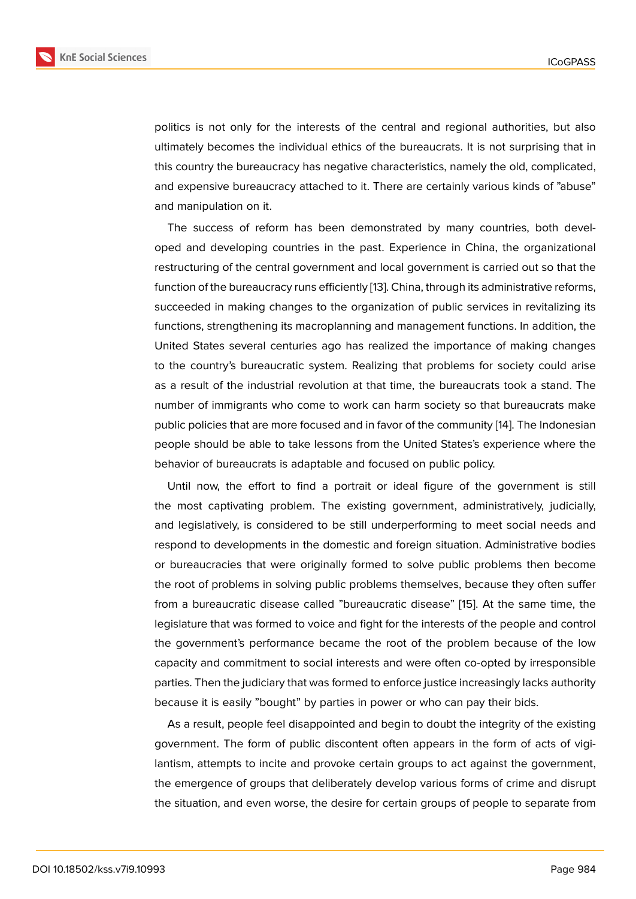politics is not only for the interests of the central and regional authorities, but also ultimately becomes the individual ethics of the bureaucrats. It is not surprising that in this country the bureaucracy has negative characteristics, namely the old, complicated, and expensive bureaucracy attached to it. There are certainly various kinds of "abuse" and manipulation on it.

The success of reform has been demonstrated by many countries, both developed and developing countries in the past. Experience in China, the organizational restructuring of the central government and local government is carried out so that the function of the bureaucracy runs efficiently [13]. China, through its administrative reforms, succeeded in making changes to the organization of public services in revitalizing its functions, strengthening its macroplanning and management functions. In addition, the United States several centuries ago has realized the importance of making changes to the country's bureaucratic system. Realizing that problems for society could arise as a result of the industrial revolution at that time, the bureaucrats took a stand. The number of immigrants who come to work can harm society so that bureaucrats make public policies that are more focused and in favor of the community [14]. The Indonesian people should be able to take lessons from the United States's experience where the behavior of bureaucrats is adaptable and focused on public policy.

Until now, the effort to find a portrait or ideal figure of the government is still the most captivating problem. The existing government, administratively, judicially, and legislatively, is considered to be still underperforming to meet social needs and respond to developments in the domestic and foreign situation. Administrative bodies or bureaucracies that were originally formed to solve public problems then become the root of problems in solving public problems themselves, because they often suffer from a bureaucratic disease called "bureaucratic disease" [15]. At the same time, the legislature that was formed to voice and fight for the interests of the people and control the government's performance became the root of the problem because of the low capacity and commitment to social interests and were often co-opted by irresponsible parties. Then the judiciary that was formed to enforce justice increasingly lacks authority because it is easily "bought" by parties in power or who can pay their bids.

As a result, people feel disappointed and begin to doubt the integrity of the existing government. The form of public discontent often appears in the form of acts of vigilantism, attempts to incite and provoke certain groups to act against the government, the emergence of groups that deliberately develop various forms of crime and disrupt the situation, and even worse, the desire for certain groups of people to separate from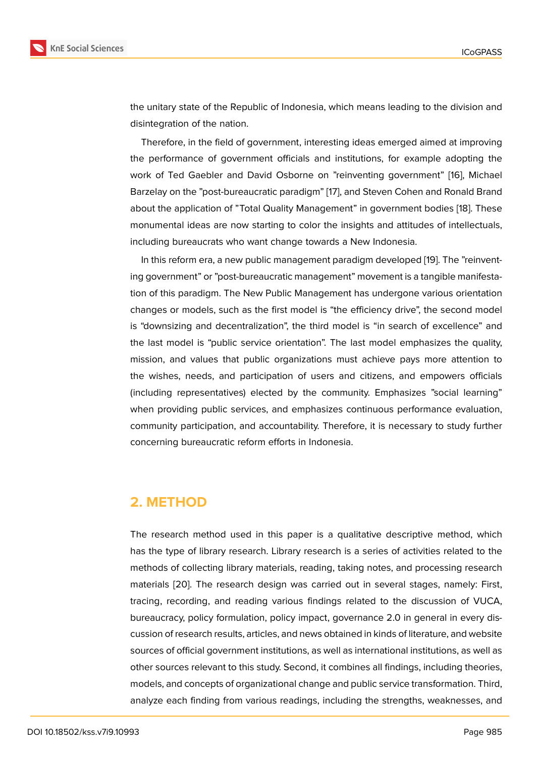the unitary state of the Republic of Indonesia, which means leading to the division and disintegration of the nation.

Therefore, in the field of government, interesting ideas emerged aimed at improving the performance of government officials and institutions, for example adopting the work of Ted Gaebler and David Osborne on "reinventing government" [16], Michael Barzelay on the "post-bureaucratic paradigm" [17], and Steven Cohen and Ronald Brand about the application of "Total Quality Management" in government bodies [18]. These monumental ideas are now starting to color the insights and attitudes of intellectuals, including bureaucrats who want change towards a New Indonesia.

In this reform era, a new public management paradigm developed [19]. The "reinventing government" or "post-bureaucratic management" movement is a tangible manifestation of this paradigm. The New Public Management has undergone various orientation changes or models, such as the first model is "the efficiency drive", the second model is "downsizing and decentralization", the third model is "in search of excellence" and the last model is "public service orientation". The last model emphasizes the quality, mission, and values that public organizations must achieve pays more attention to the wishes, needs, and participation of users and citizens, and empowers officials (including representatives) elected by the community. Emphasizes "social learning" when providing public services, and emphasizes continuous performance evaluation, community participation, and accountability. Therefore, it is necessary to study further concerning bureaucratic reform efforts in Indonesia.

## 2. METHOD

The research method used in this paper is a qualitative descriptive method, which has the type of library research. Library research is a series of activities related to the methods of collecting library materials, reading, taking notes, and processing research materials [20]. The research design was carried out in several stages, namely: First, tracing, recording, and reading various findings related to the discussion of VUCA, bureaucracy, policy formulation, policy impact, governance 2.0 in general in every discussion of research results, articles, and news obtained in kinds of literature, and website sources of official government institutions, as well as international institutions, as well as other sources relevant to this study. Second, it combines all findings, including theories, models, and concepts of organizational change and public service transformation. Third, analyze each finding from various readings, including the strengths, weaknesses, and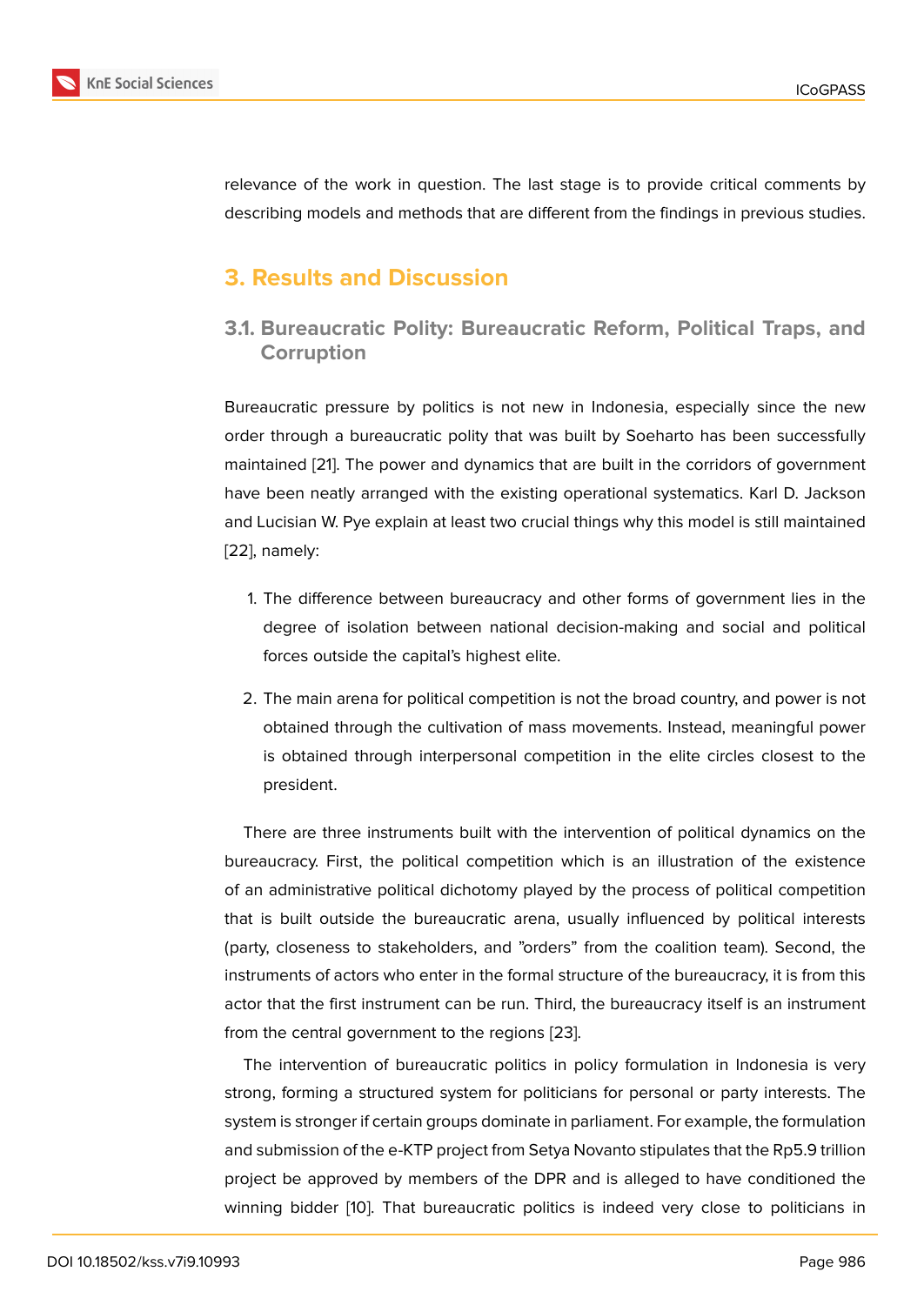relevance of the work in question. The last stage is to provide critical comments by describing models and methods that are different from the findings in previous studies.

## 3. Results and Discussion

### 3.1. Bureaucratic Polity: Bureaucratic Reform, Political Traps, and Corruption

Bureaucratic pressure by politics is not new in Indonesia, especially since the new order through a bureaucratic polity that was built by Soeharto has been successfully maintained [21]. The power and dynamics that are built in the corridors of government have been neatly arranged with the existing operational systematics. Karl D. Jackson and Lucisian W. Pye explain at least two crucial things why this model is still maintained [22], namely:

1. The difference between bureaucracy and other forms of government lies in the degree of isolation between national decision-making and social and political forces outside the capital's highest elite.
2. The main arena for political competition is not the broad country, and power is not obtained through the cultivation of mass movements. Instead, meaningful power is obtained through interpersonal competition in the elite circles closest to the president.

There are three instruments built with the intervention of political dynamics on the bureaucracy. First, the political competition which is an illustration of the existence of an administrative political dichotomy played by the process of political competition that is built outside the bureaucratic arena, usually influenced by political interests (party, closeness to stakeholders, and "orders" from the coalition team). Second, the instruments of actors who enter in the formal structure of the bureaucracy, it is from this actor that the first instrument can be run. Third, the bureaucracy itself is an instrument from the central government to the regions [23].

The intervention of bureaucratic politics in policy formulation in Indonesia is very strong, forming a structured system for politicians for personal or party interests. The system is stronger if certain groups dominate in parliament. For example, the formulation and submission of the e-KTP project from Setya Novanto stipulates that the Rp5.9 trillion project be approved by members of the DPR and is alleged to have conditioned the winning bidder [10]. That bureaucratic politics is indeed very close to politicians in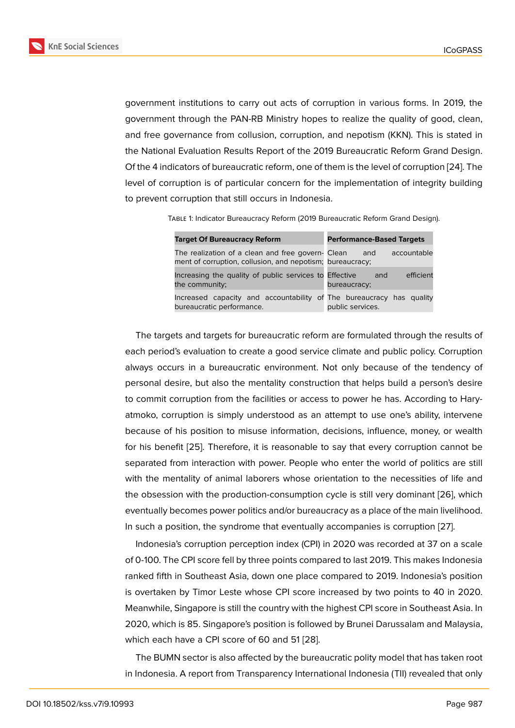government institutions to carry out acts of corruption in various forms. In 2019, the government through the PAN-RB Ministry hopes to realize the quality of good, clean, and free governance from collusion, corruption, and nepotism (KKN). This is stated in the National Evaluation Results Report of the 2019 Bureaucratic Reform Grand Design. Of the 4 indicators of bureaucratic reform, one of them is the level of corruption [24]. The level of corruption is of particular concern for the implementation of integrity building to prevent corruption that still occurs in Indonesia.

TABLE 1: Indicator Bureaucracy Reform (2019 Bureaucratic Reform Grand Design).

| Target Of Bureaucracy Reform | Performance-Based Targets |
|---|---|
| The realization of a clean and free government of corruption, collusion, and nepotism; | Clean and accountable bureaucracy; |
| Increasing the quality of public services to the community; | Effective and efficient bureaucracy; |
| Increased capacity and accountability of bureaucratic performance. | The bureaucracy has quality public services. |

The targets and targets for bureaucratic reform are formulated through the results of each period's evaluation to create a good service climate and public policy. Corruption always occurs in a bureaucratic environment. Not only because of the tendency of personal desire, but also the mentality construction that helps build a person's desire to commit corruption from the facilities or access to power he has. According to Haryatmoko, corruption is simply understood as an attempt to use one's ability, intervene because of his position to misuse information, decisions, influence, money, or wealth for his benefit [25]. Therefore, it is reasonable to say that every corruption cannot be separated from interaction with power. People who enter the world of politics are still with the mentality of animal laborers whose orientation to the necessities of life and the obsession with the production-consumption cycle is still very dominant [26], which eventually becomes power politics and/or bureaucracy as a place of the main livelihood. In such a position, the syndrome that eventually accompanies is corruption [27].

Indonesia's corruption perception index (CPI) in 2020 was recorded at 37 on a scale of 0-100. The CPI score fell by three points compared to last 2019. This makes Indonesia ranked fifth in Southeast Asia, down one place compared to 2019. Indonesia's position is overtaken by Timor Leste whose CPI score increased by two points to 40 in 2020. Meanwhile, Singapore is still the country with the highest CPI score in Southeast Asia. In 2020, which is 85. Singapore's position is followed by Brunei Darussalam and Malaysia, which each have a CPI score of 60 and 51 [28].

The BUMN sector is also affected by the bureaucratic polity model that has taken root in Indonesia. A report from Transparency International Indonesia (TII) revealed that only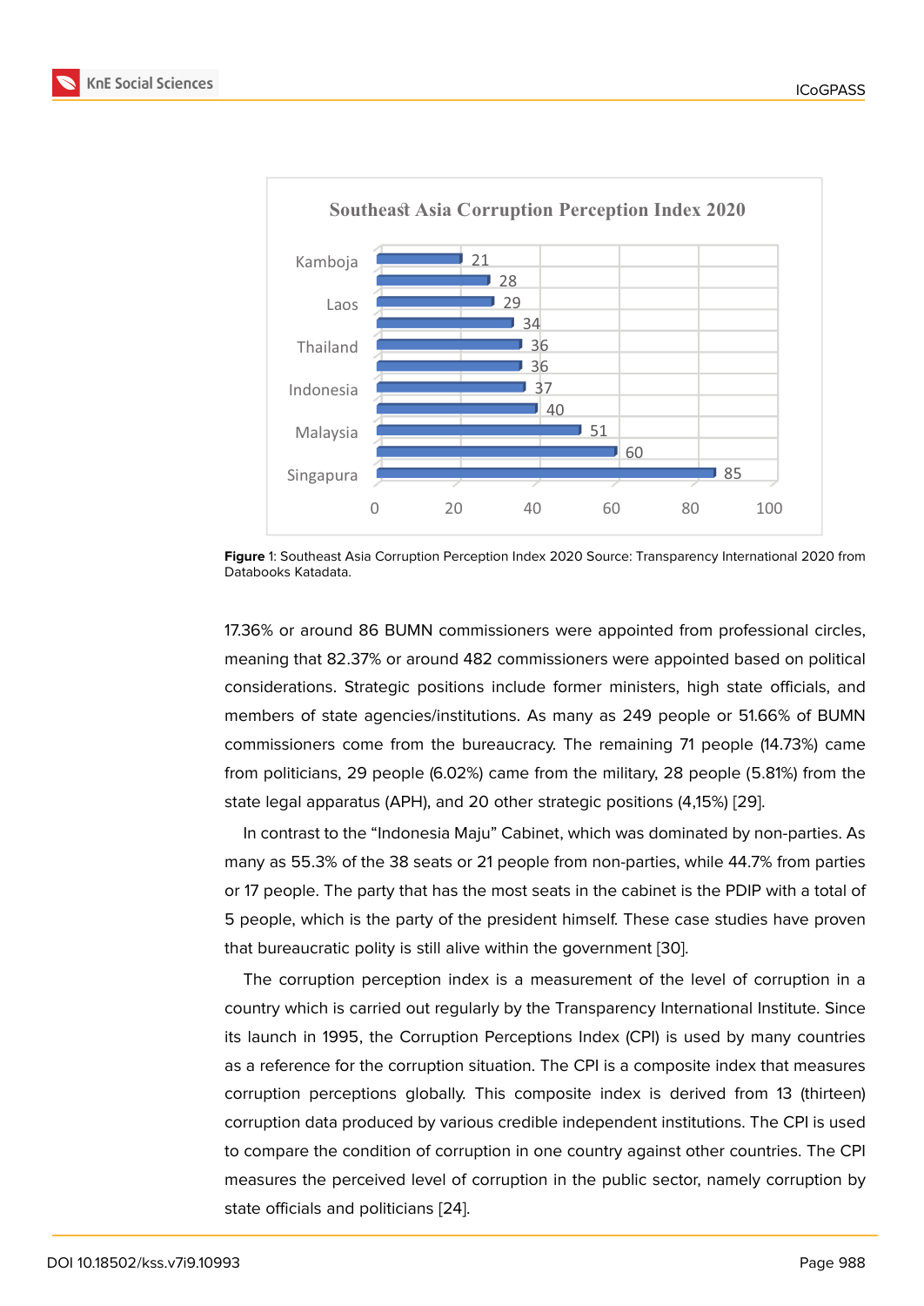Southeast Asia Corruption Perception Index 2020

| Country | Score |
|---|---|
| Kamboja | 21 |
|  | 28 |
| Laos | 29 |
|  | 34 |
| Thailand | 36 |
|  | 36 |
| Indonesia | 37 |
|  | 40 |
| Malaysia | 51 |
|  | 60 |
| Singapura | 85 |

**Figure** 1: Southeast Asia Corruption Perception Index 2020 Source: Transparency International 2020 from Databooks Katadata.

17.36% or around 86 BUMN commissioners were appointed from professional circles, meaning that 82.37% or around 482 commissioners were appointed based on political considerations. Strategic positions include former ministers, high state officials, and members of state agencies/institutions. As many as 249 people or 51.66% of BUMN commissioners come from the bureaucracy. The remaining 71 people (14.73%) came from politicians, 29 people (6.02%) came from the military, 28 people (5.81%) from the state legal apparatus (APH), and 20 other strategic positions (4,15%) [29].

In contrast to the “Indonesia Maju” Cabinet, which was dominated by non-parties. As many as 55.3% of the 38 seats or 21 people from non-parties, while 44.7% from parties or 17 people. The party that has the most seats in the cabinet is the PDIP with a total of 5 people, which is the party of the president himself. These case studies have proven that bureaucratic polity is still alive within the government [30].

The corruption perception index is a measurement of the level of corruption in a country which is carried out regularly by the Transparency International Institute. Since its launch in 1995, the Corruption Perceptions Index (CPI) is used by many countries as a reference for the corruption situation. The CPI is a composite index that measures corruption perceptions globally. This composite index is derived from 13 (thirteen) corruption data produced by various credible independent institutions. The CPI is used to compare the condition of corruption in one country against other countries. The CPI measures the perceived level of corruption in the public sector, namely corruption by state officials and politicians [24].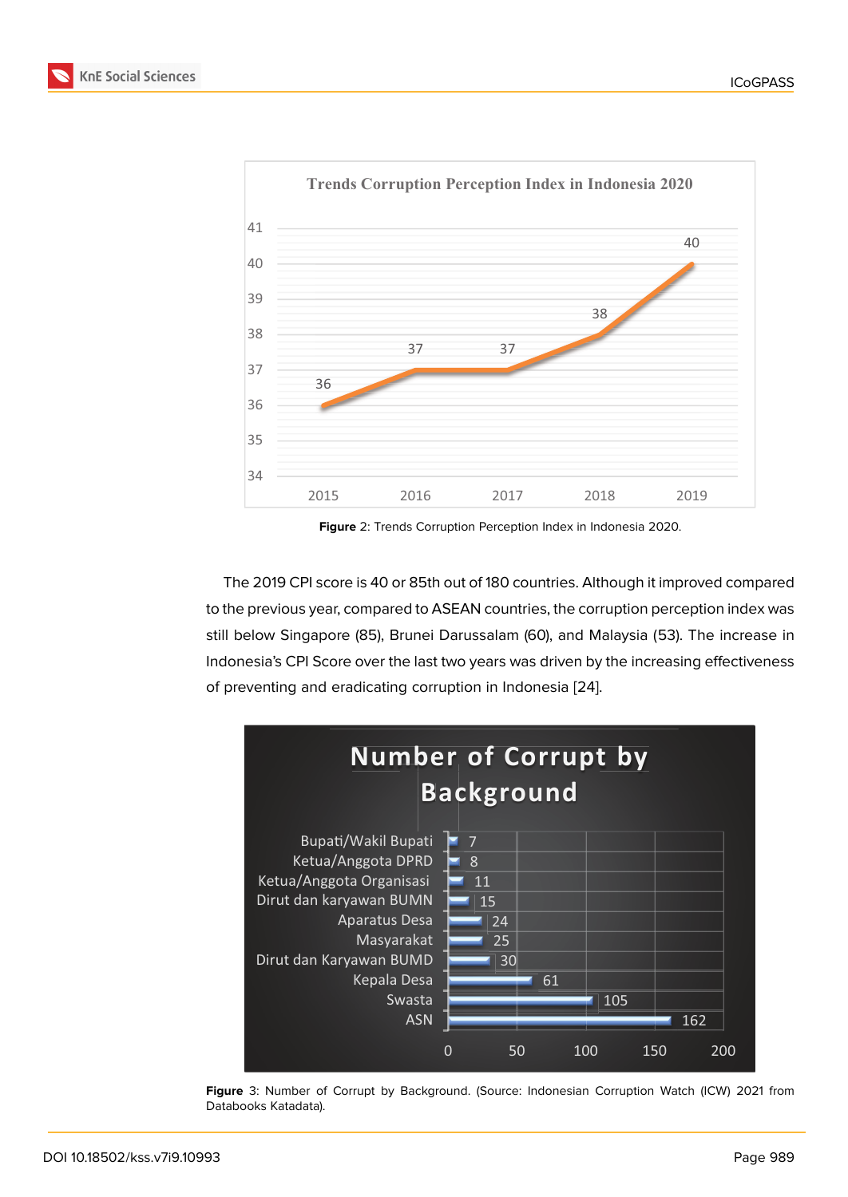**Figure** 2: Trends Corruption Perception Index in Indonesia 2020.

The 2019 CPI score is 40 or 85th out of 180 countries. Although it improved compared to the previous year, compared to ASEAN countries, the corruption perception index was still below Singapore (85), Brunei Darussalam (60), and Malaysia (53). The increase in Indonesia's CPI Score over the last two years was driven by the increasing effectiveness of preventing and eradicating corruption in Indonesia [24].

**Figure** 3: Number of Corrupt by Background. (Source: Indonesian Corruption Watch (ICW) 2021 from Databooks Katadata).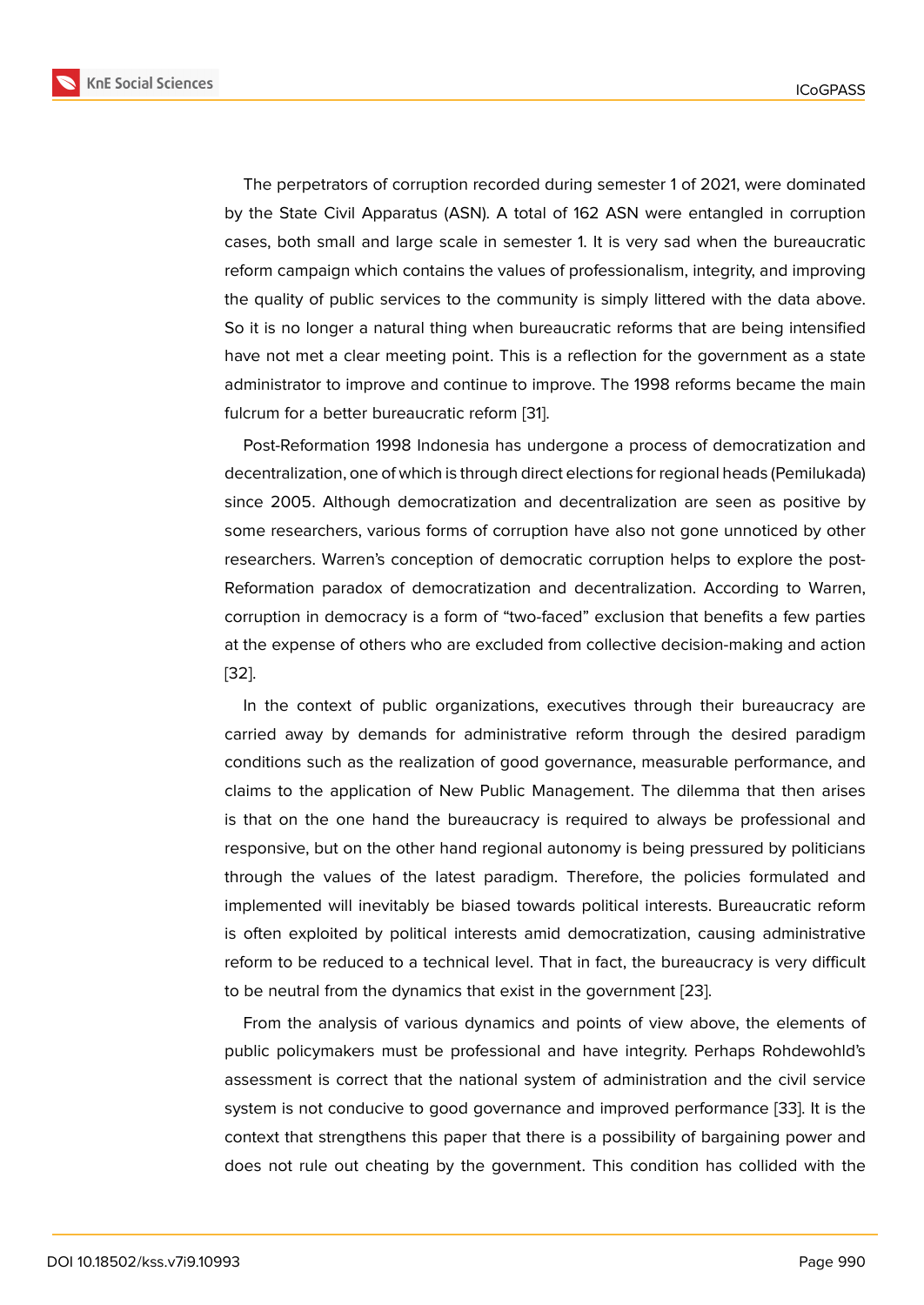The perpetrators of corruption recorded during semester 1 of 2021, were dominated by the State Civil Apparatus (ASN). A total of 162 ASN were entangled in corruption cases, both small and large scale in semester 1. It is very sad when the bureaucratic reform campaign which contains the values of professionalism, integrity, and improving the quality of public services to the community is simply littered with the data above. So it is no longer a natural thing when bureaucratic reforms that are being intensified have not met a clear meeting point. This is a reflection for the government as a state administrator to improve and continue to improve. The 1998 reforms became the main fulcrum for a better bureaucratic reform [31].

Post-Reformation 1998 Indonesia has undergone a process of democratization and decentralization, one of which is through direct elections for regional heads (Pemilukada) since 2005. Although democratization and decentralization are seen as positive by some researchers, various forms of corruption have also not gone unnoticed by other researchers. Warren's conception of democratic corruption helps to explore the post-Reformation paradox of democratization and decentralization. According to Warren, corruption in democracy is a form of "two-faced" exclusion that benefits a few parties at the expense of others who are excluded from collective decision-making and action [32].

In the context of public organizations, executives through their bureaucracy are carried away by demands for administrative reform through the desired paradigm conditions such as the realization of good governance, measurable performance, and claims to the application of New Public Management. The dilemma that then arises is that on the one hand the bureaucracy is required to always be professional and responsive, but on the other hand regional autonomy is being pressured by politicians through the values of the latest paradigm. Therefore, the policies formulated and implemented will inevitably be biased towards political interests. Bureaucratic reform is often exploited by political interests amid democratization, causing administrative reform to be reduced to a technical level. That in fact, the bureaucracy is very difficult to be neutral from the dynamics that exist in the government [23].

From the analysis of various dynamics and points of view above, the elements of public policymakers must be professional and have integrity. Perhaps Rohdewohld's assessment is correct that the national system of administration and the civil service system is not conducive to good governance and improved performance [33]. It is the context that strengthens this paper that there is a possibility of bargaining power and does not rule out cheating by the government. This condition has collided with the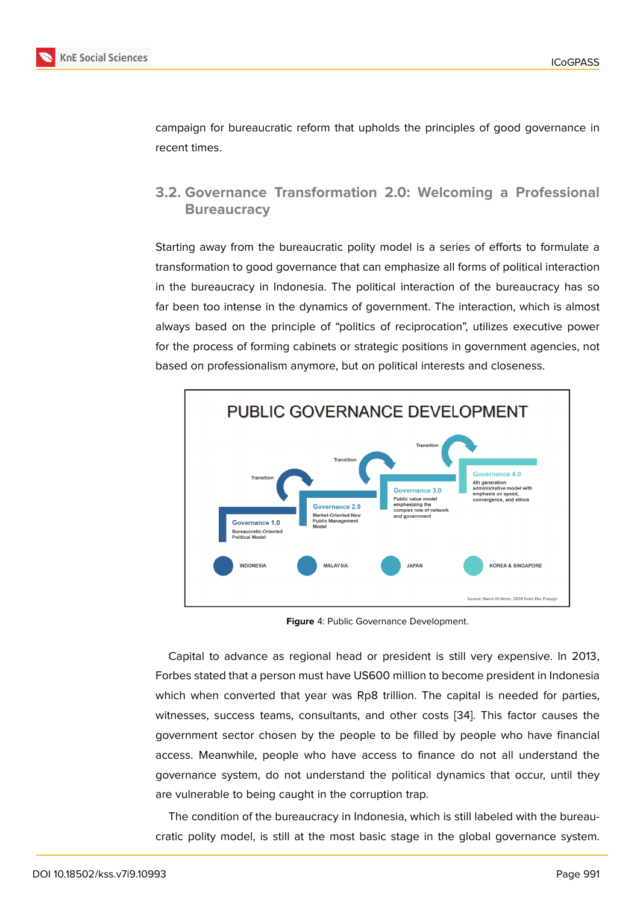campaign for bureaucratic reform that upholds the principles of good governance in recent times.

## 3.2. Governance Transformation 2.0: Welcoming a Professional Bureaucracy

Starting away from the bureaucratic polity model is a series of efforts to formulate a transformation to good governance that can emphasize all forms of political interaction in the bureaucracy in Indonesia. The political interaction of the bureaucracy has so far been too intense in the dynamics of government. The interaction, which is almost always based on the principle of "politics of reciprocation", utilizes executive power for the process of forming cabinets or strategic positions in government agencies, not based on professionalism anymore, but on political interests and closeness.

**Figure** 4: Public Governance Development.

Capital to advance as regional head or president is still very expensive. In 2013, Forbes stated that a person must have US600 million to become president in Indonesia which when converted that year was Rp8 trillion. The capital is needed for parties, witnesses, success teams, consultants, and other costs [34]. This factor causes the government sector chosen by the people to be filled by people who have financial access. Meanwhile, people who have access to finance do not all understand the governance system, do not understand the political dynamics that occur, until they are vulnerable to being caught in the corruption trap.

The condition of the bureaucracy in Indonesia, which is still labeled with the bureaucratic polity model, is still at the most basic stage in the global governance system.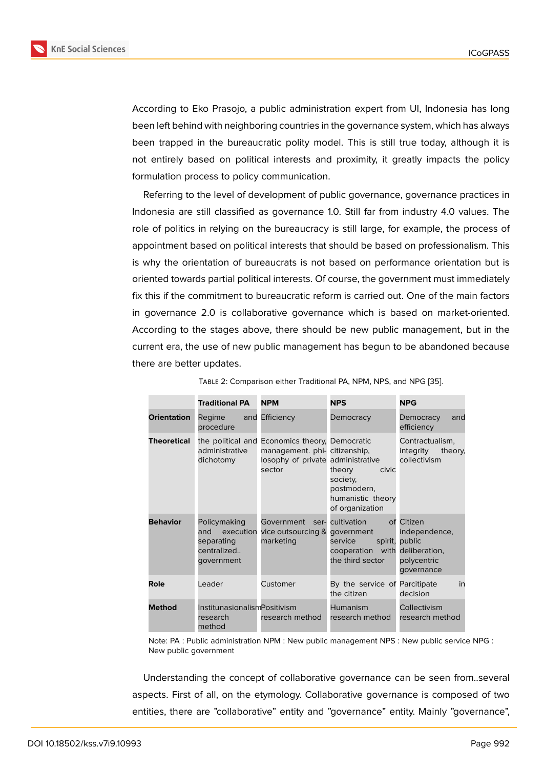According to Eko Prasojo, a public administration expert from UI, Indonesia has long been left behind with neighboring countries in the governance system, which has always been trapped in the bureaucratic polity model. This is still true today, although it is not entirely based on political interests and proximity, it greatly impacts the policy formulation process to policy communication.

Referring to the level of development of public governance, governance practices in Indonesia are still classified as governance 1.0. Still far from industry 4.0 values. The role of politics in relying on the bureaucracy is still large, for example, the process of appointment based on political interests that should be based on professionalism. This is why the orientation of bureaucrats is not based on performance orientation but is oriented towards partial political interests. Of course, the government must immediately fix this if the commitment to bureaucratic reform is carried out. One of the main factors in governance 2.0 is collaborative governance which is based on market-oriented. According to the stages above, there should be new public management, but in the current era, the use of new public management has begun to be abandoned because there are better updates.

TABLE 2: Comparison either Traditional PA, NPM, NPS, and NPG [35].

| | Traditional PA | NPM | NPS | NPG |
|---|---|---|---|---|
| **Orientation** | Regime and procedure | Efficiency | Democracy | Democracy and efficiency |
| **Theoretical** | the political and administrative dichotomy | Economics theory, management. philosophy of private sector | Democratic citizenship, administrative theory civic society, postmodern, humanistic theory of organization | Contractualism, integrity theory, collectivism |
| **Behavior** | Policymaking and execution separating centralized.. government | Government service outsourcing & marketing | cultivation of government service spirit, cooperation with the third sector | Citizen independence, public deliberation, polycentric governance |
| **Role** | Leader | Customer | By the service of the citizen | Parcitipate in decision |
| **Method** | Institunasionalism research method | Positivism research method | Humanism research method | Collectivism research method |

Note: PA : Public administration NPM : New public management NPS : New public service NPG : New public government

Understanding the concept of collaborative governance can be seen from..several aspects. First of all, on the etymology. Collaborative governance is composed of two entities, there are "collaborative" entity and "governance" entity. Mainly "governance",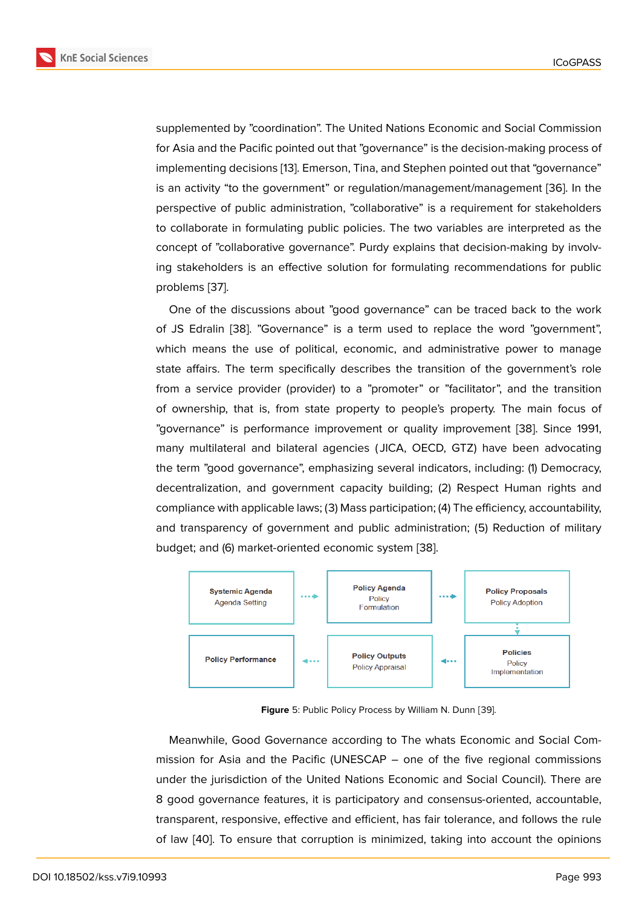supplemented by "coordination". The United Nations Economic and Social Commission for Asia and the Pacific pointed out that "governance" is the decision-making process of implementing decisions [13]. Emerson, Tina, and Stephen pointed out that "governance" is an activity "to the government" or regulation/management/management [36]. In the perspective of public administration, "collaborative" is a requirement for stakeholders to collaborate in formulating public policies. The two variables are interpreted as the concept of "collaborative governance". Purdy explains that decision-making by involving stakeholders is an effective solution for formulating recommendations for public problems [37].

One of the discussions about "good governance" can be traced back to the work of JS Edralin [38]. "Governance" is a term used to replace the word "government", which means the use of political, economic, and administrative power to manage state affairs. The term specifically describes the transition of the government's role from a service provider (provider) to a "promoter" or "facilitator", and the transition of ownership, that is, from state property to people's property. The main focus of "governance" is performance improvement or quality improvement [38]. Since 1991, many multilateral and bilateral agencies (JICA, OECD, GTZ) have been advocating the term "good governance", emphasizing several indicators, including: (1) Democracy, decentralization, and government capacity building; (2) Respect Human rights and compliance with applicable laws; (3) Mass participation; (4) The efficiency, accountability, and transparency of government and public administration; (5) Reduction of military budget; and (6) market-oriented economic system [38].

**Systemic Agenda** Agenda Setting → **Policy Agenda** Policy Formulation → **Policy Proposals** Policy Adoption → **Policies** Policy Implementation → **Policy Outputs** Policy Appraisal → **Policy Performance**

**Figure** 5: Public Policy Process by William N. Dunn [39].

Meanwhile, Good Governance according to The whats Economic and Social Commission for Asia and the Pacific (UNESCAP – one of the five regional commissions under the jurisdiction of the United Nations Economic and Social Council). There are 8 good governance features, it is participatory and consensus-oriented, accountable, transparent, responsive, effective and efficient, has fair tolerance, and follows the rule of law [40]. To ensure that corruption is minimized, taking into account the opinions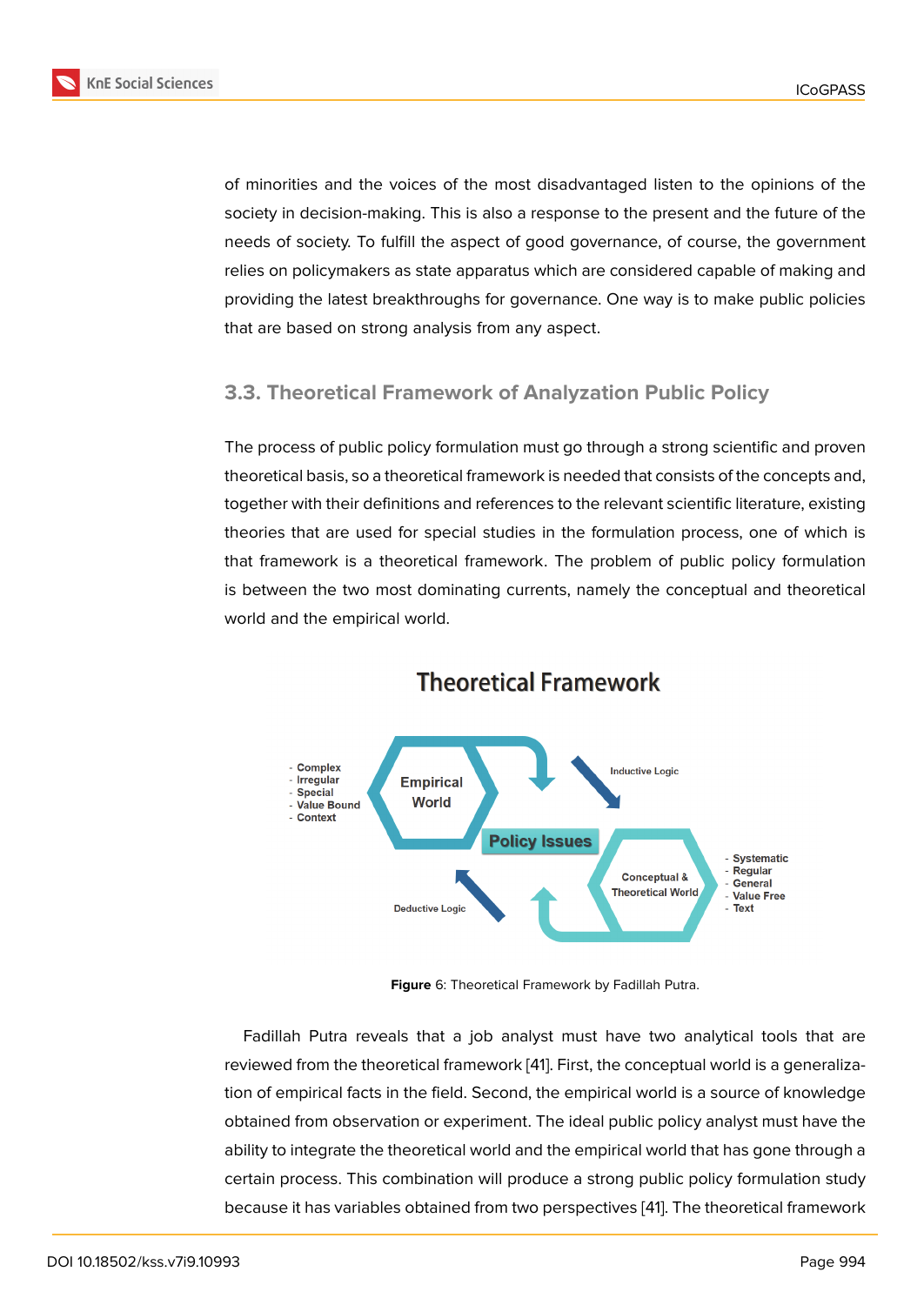of minorities and the voices of the most disadvantaged listen to the opinions of the society in decision-making. This is also a response to the present and the future of the needs of society. To fulfill the aspect of good governance, of course, the government relies on policymakers as state apparatus which are considered capable of making and providing the latest breakthroughs for governance. One way is to make public policies that are based on strong analysis from any aspect.

### 3.3. Theoretical Framework of Analyzation Public Policy

The process of public policy formulation must go through a strong scientific and proven theoretical basis, so a theoretical framework is needed that consists of the concepts and, together with their definitions and references to the relevant scientific literature, existing theories that are used for special studies in the formulation process, one of which is that framework is a theoretical framework. The problem of public policy formulation is between the two most dominating currents, namely the conceptual and theoretical world and the empirical world.

**Figure** 6: Theoretical Framework by Fadillah Putra.

Fadillah Putra reveals that a job analyst must have two analytical tools that are reviewed from the theoretical framework [41]. First, the conceptual world is a generalization of empirical facts in the field. Second, the empirical world is a source of knowledge obtained from observation or experiment. The ideal public policy analyst must have the ability to integrate the theoretical world and the empirical world that has gone through a certain process. This combination will produce a strong public policy formulation study because it has variables obtained from two perspectives [41]. The theoretical framework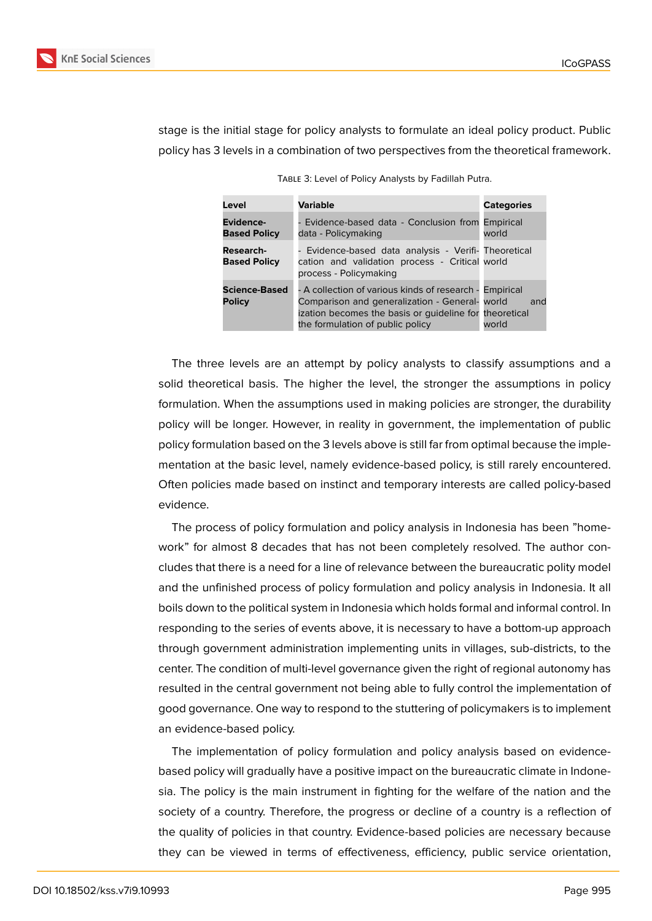stage is the initial stage for policy analysts to formulate an ideal policy product. Public policy has 3 levels in a combination of two perspectives from the theoretical framework.

Table 3: Level of Policy Analysts by Fadillah Putra.

| Level | Variable | Categories |
|---|---|---|
| **Evidence-Based Policy** | - Evidence-based data - Conclusion from data - Policymaking | Empirical world |
| **Research-Based Policy** | - Evidence-based data analysis - Verification and validation process - Critical process - Policymaking | Theoretical world |
| **Science-Based Policy** | - A collection of various kinds of research - Comparison and generalization - Generalization becomes the basis or guideline for the formulation of public policy | Empirical world and theoretical world |

The three levels are an attempt by policy analysts to classify assumptions and a solid theoretical basis. The higher the level, the stronger the assumptions in policy formulation. When the assumptions used in making policies are stronger, the durability policy will be longer. However, in reality in government, the implementation of public policy formulation based on the 3 levels above is still far from optimal because the implementation at the basic level, namely evidence-based policy, is still rarely encountered. Often policies made based on instinct and temporary interests are called policy-based evidence.

The process of policy formulation and policy analysis in Indonesia has been "homework" for almost 8 decades that has not been completely resolved. The author concludes that there is a need for a line of relevance between the bureaucratic polity model and the unfinished process of policy formulation and policy analysis in Indonesia. It all boils down to the political system in Indonesia which holds formal and informal control. In responding to the series of events above, it is necessary to have a bottom-up approach through government administration implementing units in villages, sub-districts, to the center. The condition of multi-level governance given the right of regional autonomy has resulted in the central government not being able to fully control the implementation of good governance. One way to respond to the stuttering of policymakers is to implement an evidence-based policy.

The implementation of policy formulation and policy analysis based on evidence-based policy will gradually have a positive impact on the bureaucratic climate in Indonesia. The policy is the main instrument in fighting for the welfare of the nation and the society of a country. Therefore, the progress or decline of a country is a reflection of the quality of policies in that country. Evidence-based policies are necessary because they can be viewed in terms of effectiveness, efficiency, public service orientation,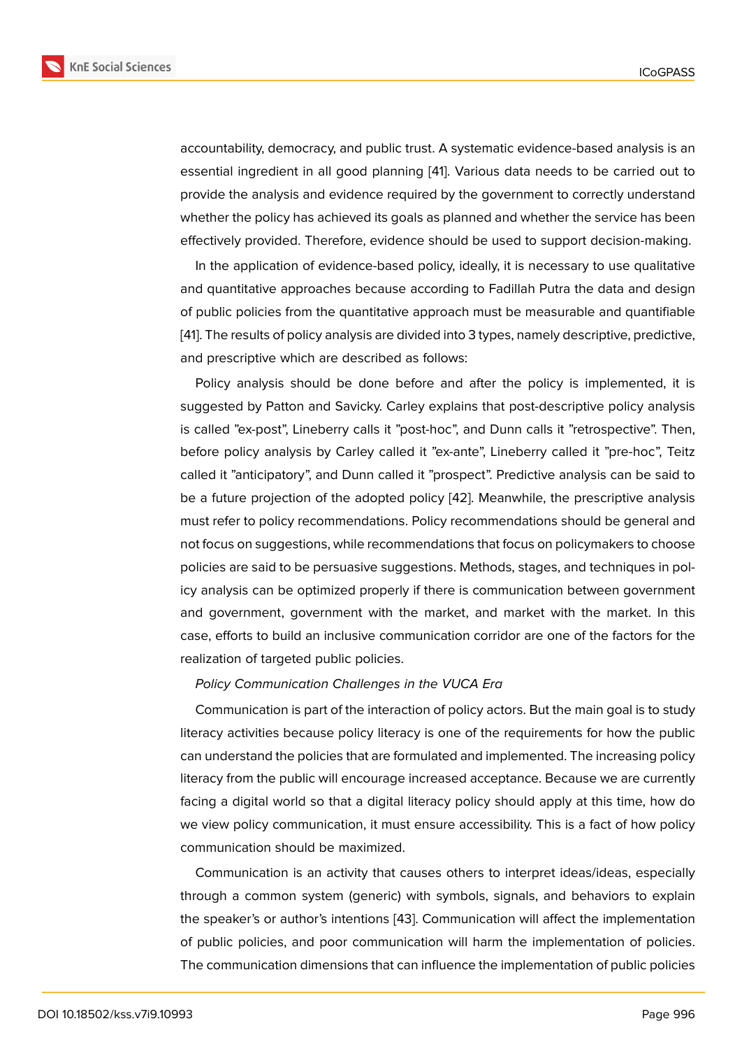accountability, democracy, and public trust. A systematic evidence-based analysis is an essential ingredient in all good planning [41]. Various data needs to be carried out to provide the analysis and evidence required by the government to correctly understand whether the policy has achieved its goals as planned and whether the service has been effectively provided. Therefore, evidence should be used to support decision-making.

In the application of evidence-based policy, ideally, it is necessary to use qualitative and quantitative approaches because according to Fadillah Putra the data and design of public policies from the quantitative approach must be measurable and quantifiable [41]. The results of policy analysis are divided into 3 types, namely descriptive, predictive, and prescriptive which are described as follows:

Policy analysis should be done before and after the policy is implemented, it is suggested by Patton and Savicky. Carley explains that post-descriptive policy analysis is called "ex-post", Lineberry calls it "post-hoc", and Dunn calls it "retrospective". Then, before policy analysis by Carley called it "ex-ante", Lineberry called it "pre-hoc", Teitz called it "anticipatory", and Dunn called it "prospect". Predictive analysis can be said to be a future projection of the adopted policy [42]. Meanwhile, the prescriptive analysis must refer to policy recommendations. Policy recommendations should be general and not focus on suggestions, while recommendations that focus on policymakers to choose policies are said to be persuasive suggestions. Methods, stages, and techniques in policy analysis can be optimized properly if there is communication between government and government, government with the market, and market with the market. In this case, efforts to build an inclusive communication corridor are one of the factors for the realization of targeted public policies.

*Policy Communication Challenges in the VUCA Era*

Communication is part of the interaction of policy actors. But the main goal is to study literacy activities because policy literacy is one of the requirements for how the public can understand the policies that are formulated and implemented. The increasing policy literacy from the public will encourage increased acceptance. Because we are currently facing a digital world so that a digital literacy policy should apply at this time, how do we view policy communication, it must ensure accessibility. This is a fact of how policy communication should be maximized.

Communication is an activity that causes others to interpret ideas/ideas, especially through a common system (generic) with symbols, signals, and behaviors to explain the speaker's or author's intentions [43]. Communication will affect the implementation of public policies, and poor communication will harm the implementation of policies. The communication dimensions that can influence the implementation of public policies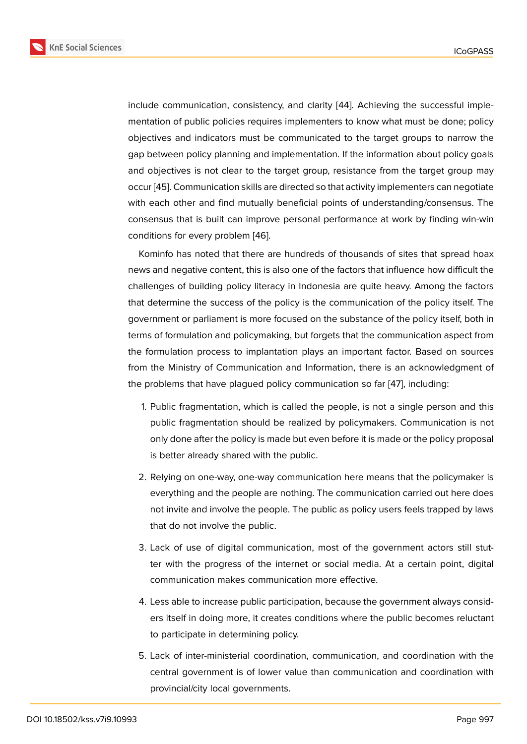include communication, consistency, and clarity [44]. Achieving the successful implementation of public policies requires implementers to know what must be done; policy objectives and indicators must be communicated to the target groups to narrow the gap between policy planning and implementation. If the information about policy goals and objectives is not clear to the target group, resistance from the target group may occur [45]. Communication skills are directed so that activity implementers can negotiate with each other and find mutually beneficial points of understanding/consensus. The consensus that is built can improve personal performance at work by finding win-win conditions for every problem [46].

Kominfo has noted that there are hundreds of thousands of sites that spread hoax news and negative content, this is also one of the factors that influence how difficult the challenges of building policy literacy in Indonesia are quite heavy. Among the factors that determine the success of the policy is the communication of the policy itself. The government or parliament is more focused on the substance of the policy itself, both in terms of formulation and policymaking, but forgets that the communication aspect from the formulation process to implantation plays an important factor. Based on sources from the Ministry of Communication and Information, there is an acknowledgment of the problems that have plagued policy communication so far [47], including:

1. Public fragmentation, which is called the people, is not a single person and this public fragmentation should be realized by policymakers. Communication is not only done after the policy is made but even before it is made or the policy proposal is better already shared with the public.
2. Relying on one-way, one-way communication here means that the policymaker is everything and the people are nothing. The communication carried out here does not invite and involve the people. The public as policy users feels trapped by laws that do not involve the public.
3. Lack of use of digital communication, most of the government actors still stutter with the progress of the internet or social media. At a certain point, digital communication makes communication more effective.
4. Less able to increase public participation, because the government always considers itself in doing more, it creates conditions where the public becomes reluctant to participate in determining policy.
5. Lack of inter-ministerial coordination, communication, and coordination with the central government is of lower value than communication and coordination with provincial/city local governments.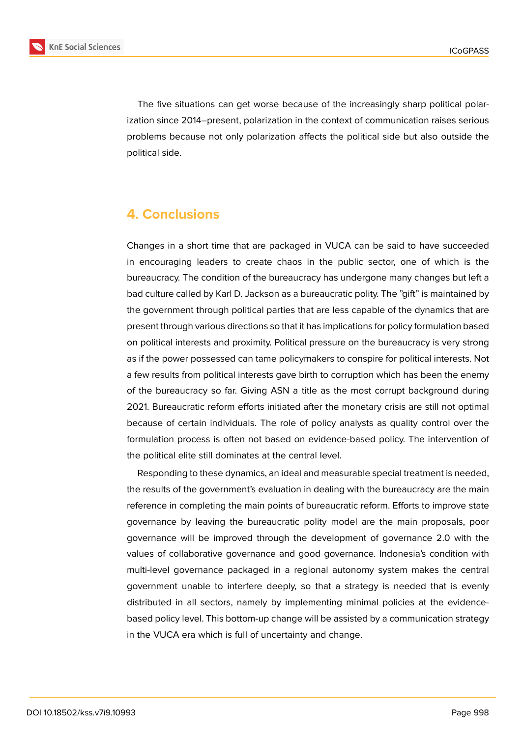The five situations can get worse because of the increasingly sharp political polarization since 2014–present, polarization in the context of communication raises serious problems because not only polarization affects the political side but also outside the political side.

## 4. Conclusions

Changes in a short time that are packaged in VUCA can be said to have succeeded in encouraging leaders to create chaos in the public sector, one of which is the bureaucracy. The condition of the bureaucracy has undergone many changes but left a bad culture called by Karl D. Jackson as a bureaucratic polity. The "gift" is maintained by the government through political parties that are less capable of the dynamics that are present through various directions so that it has implications for policy formulation based on political interests and proximity. Political pressure on the bureaucracy is very strong as if the power possessed can tame policymakers to conspire for political interests. Not a few results from political interests gave birth to corruption which has been the enemy of the bureaucracy so far. Giving ASN a title as the most corrupt background during 2021. Bureaucratic reform efforts initiated after the monetary crisis are still not optimal because of certain individuals. The role of policy analysts as quality control over the formulation process is often not based on evidence-based policy. The intervention of the political elite still dominates at the central level.

Responding to these dynamics, an ideal and measurable special treatment is needed, the results of the government's evaluation in dealing with the bureaucracy are the main reference in completing the main points of bureaucratic reform. Efforts to improve state governance by leaving the bureaucratic polity model are the main proposals, poor governance will be improved through the development of governance 2.0 with the values of collaborative governance and good governance. Indonesia's condition with multi-level governance packaged in a regional autonomy system makes the central government unable to interfere deeply, so that a strategy is needed that is evenly distributed in all sectors, namely by implementing minimal policies at the evidence-based policy level. This bottom-up change will be assisted by a communication strategy in the VUCA era which is full of uncertainty and change.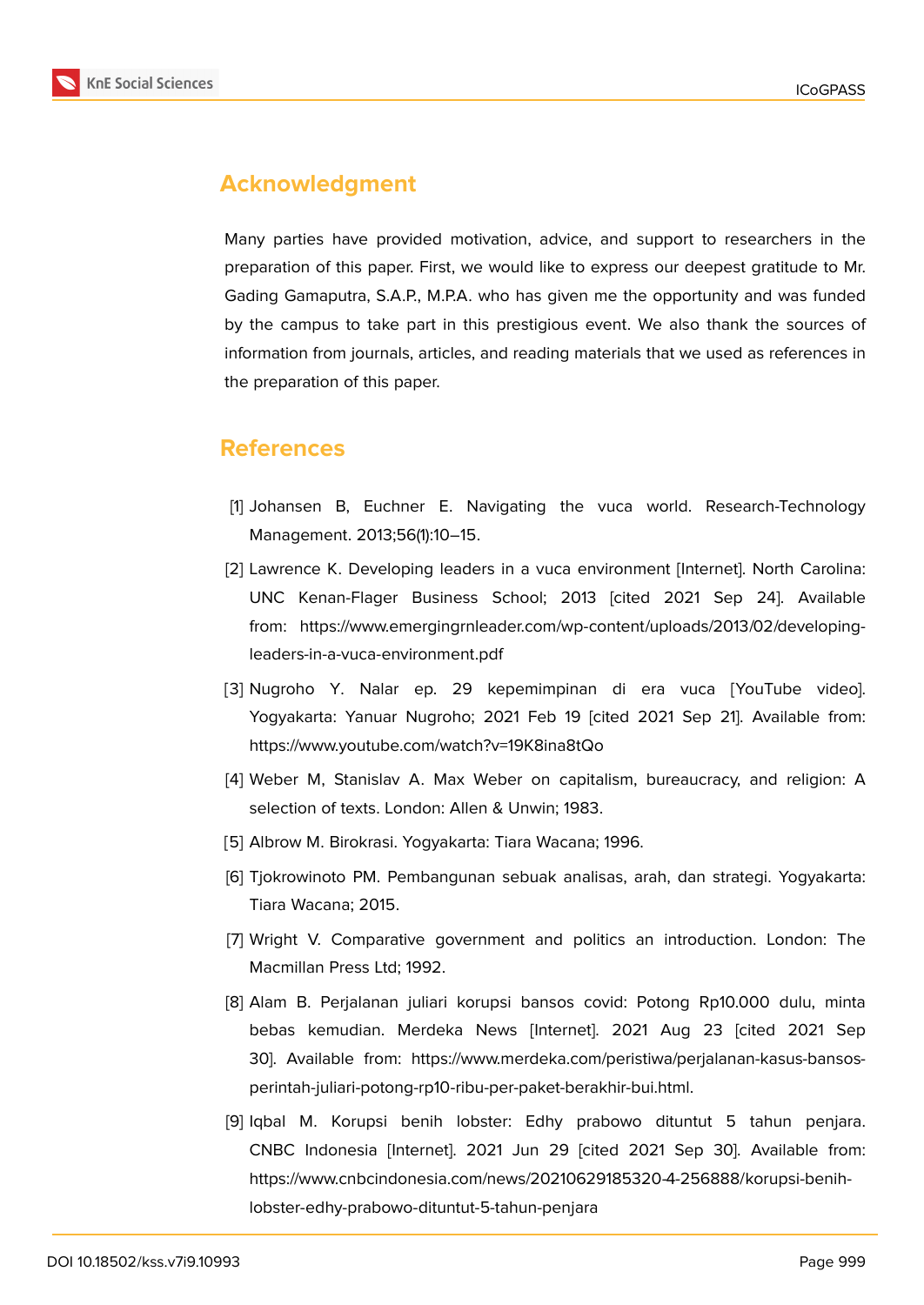## Acknowledgment

Many parties have provided motivation, advice, and support to researchers in the preparation of this paper. First, we would like to express our deepest gratitude to Mr. Gading Gamaputra, S.A.P., M.P.A. who has given me the opportunity and was funded by the campus to take part in this prestigious event. We also thank the sources of information from journals, articles, and reading materials that we used as references in the preparation of this paper.

## References

[1] Johansen B, Euchner E. Navigating the vuca world. Research-Technology Management. 2013;56(1):10–15.

[2] Lawrence K. Developing leaders in a vuca environment [Internet]. North Carolina: UNC Kenan-Flager Business School; 2013 [cited 2021 Sep 24]. Available from: https://www.emergingrnleader.com/wp-content/uploads/2013/02/developing-leaders-in-a-vuca-environment.pdf

[3] Nugroho Y. Nalar ep. 29 kepemimpinan di era vuca [YouTube video]. Yogyakarta: Yanuar Nugroho; 2021 Feb 19 [cited 2021 Sep 21]. Available from: https://www.youtube.com/watch?v=19K8ina8tQo

[4] Weber M, Stanislav A. Max Weber on capitalism, bureaucracy, and religion: A selection of texts. London: Allen & Unwin; 1983.

[5] Albrow M. Birokrasi. Yogyakarta: Tiara Wacana; 1996.

[6] Tjokrowinoto PM. Pembangunan sebuak analisas, arah, dan strategi. Yogyakarta: Tiara Wacana; 2015.

[7] Wright V. Comparative government and politics an introduction. London: The Macmillan Press Ltd; 1992.

[8] Alam B. Perjalanan juliari korupsi bansos covid: Potong Rp10.000 dulu, minta bebas kemudian. Merdeka News [Internet]. 2021 Aug 23 [cited 2021 Sep 30]. Available from: https://www.merdeka.com/peristiwa/perjalanan-kasus-bansos-perintah-juliari-potong-rp10-ribu-per-paket-berakhir-bui.html.

[9] Iqbal M. Korupsi benih lobster: Edhy prabowo dituntut 5 tahun penjara. CNBC Indonesia [Internet]. 2021 Jun 29 [cited 2021 Sep 30]. Available from: https://www.cnbcindonesia.com/news/20210629185320-4-256888/korupsi-benih-lobster-edhy-prabowo-dituntut-5-tahun-penjara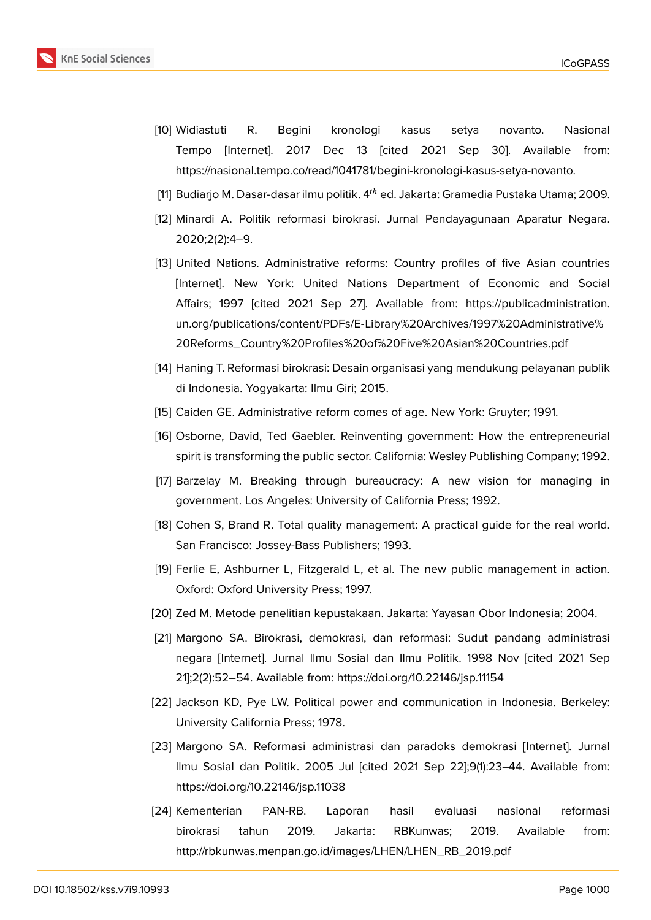[10] Widiastuti R. Begini kronologi kasus setya novanto. Nasional Tempo [Internet]. 2017 Dec 13 [cited 2021 Sep 30]. Available from: https://nasional.tempo.co/read/1041781/begini-kronologi-kasus-setya-novanto.

[11] Budiarjo M. Dasar-dasar ilmu politik. $4^{th}$ ed. Jakarta: Gramedia Pustaka Utama; 2009.

[12] Minardi A. Politik reformasi birokrasi. Jurnal Pendayagunaan Aparatur Negara. 2020;2(2):4–9.

[13] United Nations. Administrative reforms: Country profiles of five Asian countries [Internet]. New York: United Nations Department of Economic and Social Affairs; 1997 [cited 2021 Sep 27]. Available from: https://publicadministration.un.org/publications/content/PDFs/E-Library%20Archives/1997%20Administrative%20Reforms_Country%20Profiles%20of%20Five%20Asian%20Countries.pdf

[14] Haning T. Reformasi birokrasi: Desain organisasi yang mendukung pelayanan publik di Indonesia. Yogyakarta: Ilmu Giri; 2015.

[15] Caiden GE. Administrative reform comes of age. New York: Gruyter; 1991.

[16] Osborne, David, Ted Gaebler. Reinventing government: How the entrepreneurial spirit is transforming the public sector. California: Wesley Publishing Company; 1992.

[17] Barzelay M. Breaking through bureaucracy: A new vision for managing in government. Los Angeles: University of California Press; 1992.

[18] Cohen S, Brand R. Total quality management: A practical guide for the real world. San Francisco: Jossey-Bass Publishers; 1993.

[19] Ferlie E, Ashburner L, Fitzgerald L, et al. The new public management in action. Oxford: Oxford University Press; 1997.

[20] Zed M. Metode penelitian kepustakaan. Jakarta: Yayasan Obor Indonesia; 2004.

[21] Margono SA. Birokrasi, demokrasi, dan reformasi: Sudut pandang administrasi negara [Internet]. Jurnal Ilmu Sosial dan Ilmu Politik. 1998 Nov [cited 2021 Sep 21];2(2):52–54. Available from: https://doi.org/10.22146/jsp.11154

[22] Jackson KD, Pye LW. Political power and communication in Indonesia. Berkeley: University California Press; 1978.

[23] Margono SA. Reformasi administrasi dan paradoks demokrasi [Internet]. Jurnal Ilmu Sosial dan Politik. 2005 Jul [cited 2021 Sep 22];9(1):23–44. Available from: https://doi.org/10.22146/jsp.11038

[24] Kementerian PAN-RB. Laporan hasil evaluasi nasional reformasi birokrasi tahun 2019. Jakarta: RBKunwas; 2019. Available from: http://rbkunwas.menpan.go.id/images/LHEN/LHEN_RB_2019.pdf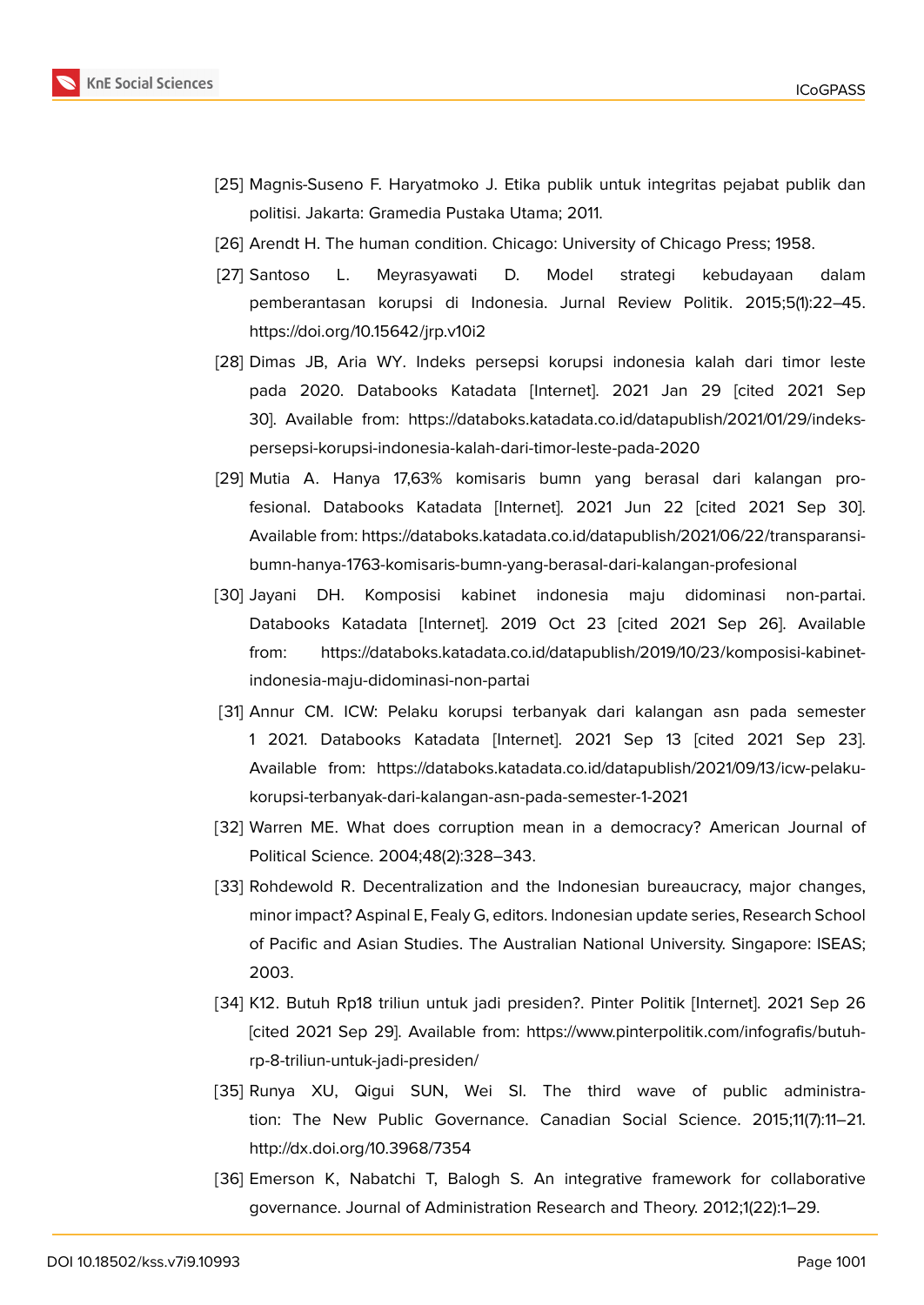[25] Magnis-Suseno F. Haryatmoko J. Etika publik untuk integritas pejabat publik dan politisi. Jakarta: Gramedia Pustaka Utama; 2011.

[26] Arendt H. The human condition. Chicago: University of Chicago Press; 1958.

[27] Santoso L. Meyrasyawati D. Model strategi kebudayaan dalam pemberantasan korupsi di Indonesia. Jurnal Review Politik. 2015;5(1):22–45. https://doi.org/10.15642/jrp.v10i2

[28] Dimas JB, Aria WY. Indeks persepsi korupsi indonesia kalah dari timor leste pada 2020. Databooks Katadata [Internet]. 2021 Jan 29 [cited 2021 Sep 30]. Available from: https://databoks.katadata.co.id/datapublish/2021/01/29/indeks-persepsi-korupsi-indonesia-kalah-dari-timor-leste-pada-2020

[29] Mutia A. Hanya 17,63% komisaris bumn yang berasal dari kalangan profesional. Databooks Katadata [Internet]. 2021 Jun 22 [cited 2021 Sep 30]. Available from: https://databoks.katadata.co.id/datapublish/2021/06/22/transparansi-bumn-hanya-1763-komisaris-bumn-yang-berasal-dari-kalangan-profesional

[30] Jayani DH. Komposisi kabinet indonesia maju didominasi non-partai. Databooks Katadata [Internet]. 2019 Oct 23 [cited 2021 Sep 26]. Available from: https://databoks.katadata.co.id/datapublish/2019/10/23/komposisi-kabinet-indonesia-maju-didominasi-non-partai

[31] Annur CM. ICW: Pelaku korupsi terbanyak dari kalangan asn pada semester 1 2021. Databooks Katadata [Internet]. 2021 Sep 13 [cited 2021 Sep 23]. Available from: https://databoks.katadata.co.id/datapublish/2021/09/13/icw-pelaku-korupsi-terbanyak-dari-kalangan-asn-pada-semester-1-2021

[32] Warren ME. What does corruption mean in a democracy? American Journal of Political Science. 2004;48(2):328–343.

[33] Rohdewold R. Decentralization and the Indonesian bureaucracy, major changes, minor impact? Aspinal E, Fealy G, editors. Indonesian update series, Research School of Pacific and Asian Studies. The Australian National University. Singapore: ISEAS; 2003.

[34] K12. Butuh Rp18 triliun untuk jadi presiden?. Pinter Politik [Internet]. 2021 Sep 26 [cited 2021 Sep 29]. Available from: https://www.pinterpolitik.com/infografis/butuh-rp-8-triliun-untuk-jadi-presiden/

[35] Runya XU, Qigui SUN, Wei SI. The third wave of public administration: The New Public Governance. Canadian Social Science. 2015;11(7):11–21. http://dx.doi.org/10.3968/7354

[36] Emerson K, Nabatchi T, Balogh S. An integrative framework for collaborative governance. Journal of Administration Research and Theory. 2012;1(22):1–29.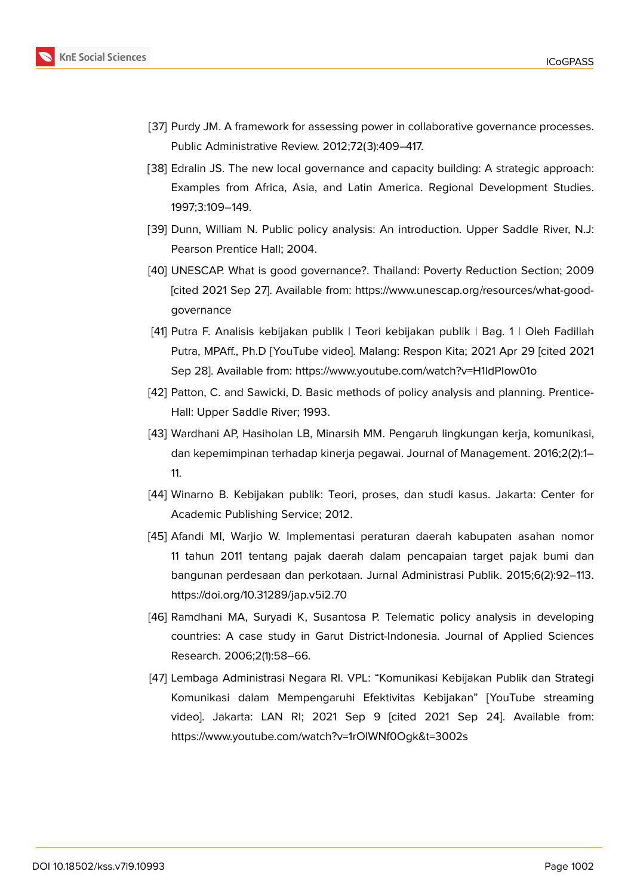[37] Purdy JM. A framework for assessing power in collaborative governance processes. Public Administrative Review. 2012;72(3):409–417.

[38] Edralin JS. The new local governance and capacity building: A strategic approach: Examples from Africa, Asia, and Latin America. Regional Development Studies. 1997;3:109–149.

[39] Dunn, William N. Public policy analysis: An introduction. Upper Saddle River, N.J: Pearson Prentice Hall; 2004.

[40] UNESCAP. What is good governance?. Thailand: Poverty Reduction Section; 2009 [cited 2021 Sep 27]. Available from: https://www.unescap.org/resources/what-good-governance

[41] Putra F. Analisis kebijakan publik | Teori kebijakan publik | Bag. 1 | Oleh Fadillah Putra, MPAff., Ph.D [YouTube video]. Malang: Respon Kita; 2021 Apr 29 [cited 2021 Sep 28]. Available from: https://www.youtube.com/watch?v=H1ldPIow01o

[42] Patton, C. and Sawicki, D. Basic methods of policy analysis and planning. Prentice-Hall: Upper Saddle River; 1993.

[43] Wardhani AP, Hasiholan LB, Minarsih MM. Pengaruh lingkungan kerja, komunikasi, dan kepemimpinan terhadap kinerja pegawai. Journal of Management. 2016;2(2):1–11.

[44] Winarno B. Kebijakan publik: Teori, proses, dan studi kasus. Jakarta: Center for Academic Publishing Service; 2012.

[45] Afandi MI, Warjio W. Implementasi peraturan daerah kabupaten asahan nomor 11 tahun 2011 tentang pajak daerah dalam pencapaian target pajak bumi dan bangunan perdesaan dan perkotaan. Jurnal Administrasi Publik. 2015;6(2):92–113. https://doi.org/10.31289/jap.v5i2.70

[46] Ramdhani MA, Suryadi K, Susantosa P. Telematic policy analysis in developing countries: A case study in Garut District-Indonesia. Journal of Applied Sciences Research. 2006;2(1):58–66.

[47] Lembaga Administrasi Negara RI. VPL: "Komunikasi Kebijakan Publik dan Strategi Komunikasi dalam Mempengaruhi Efektivitas Kebijakan" [YouTube streaming video]. Jakarta: LAN RI; 2021 Sep 9 [cited 2021 Sep 24]. Available from: https://www.youtube.com/watch?v=1rOlWNf0Ogk&t=3002s